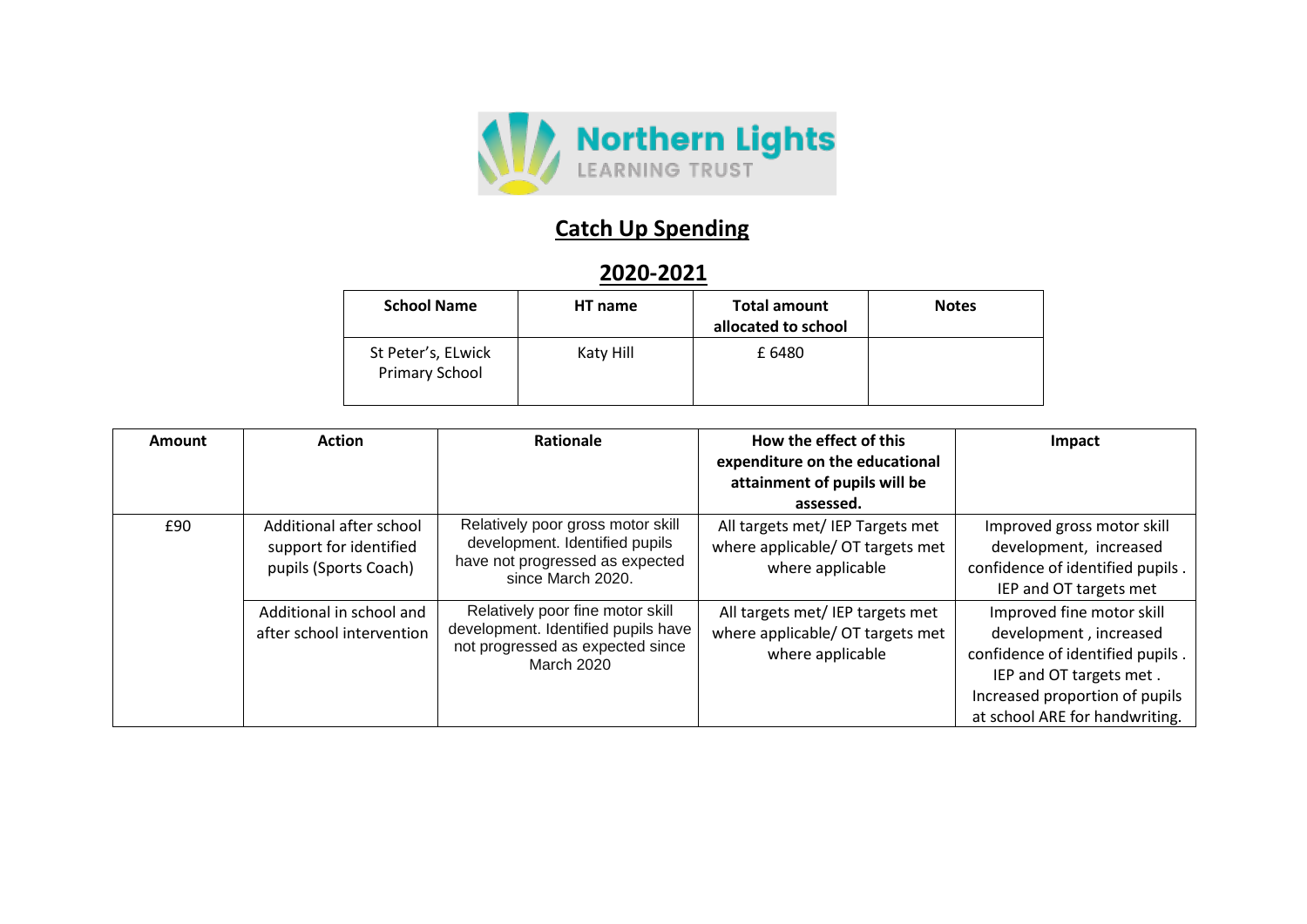Northern Lights
LEARNING TRUST

# Catch Up Spending

## 2020-2021

| School Name | HT name | Total amount allocated to school | Notes |
|---|---|---|---|
| St Peter's, ELwick Primary School | Katy Hill | £ 6480 | |

| Amount | Action | Rationale | How the effect of this expenditure on the educational attainment of pupils will be assessed. | Impact |
|---|---|---|---|---|
| £90 | Additional after school support for identified pupils (Sports Coach) | Relatively poor gross motor skill development. Identified pupils have not progressed as expected since March 2020. | All targets met/ IEP Targets met where applicable/ OT targets met where applicable | Improved gross motor skill development, increased confidence of identified pupils . IEP and OT targets met |
| | Additional in school and after school intervention | Relatively poor fine motor skill development. Identified pupils have not progressed as expected since March 2020 | All targets met/ IEP targets met where applicable/ OT targets met where applicable | Improved fine motor skill development , increased confidence of identified pupils . IEP and OT targets met . Increased proportion of pupils at school ARE for handwriting. |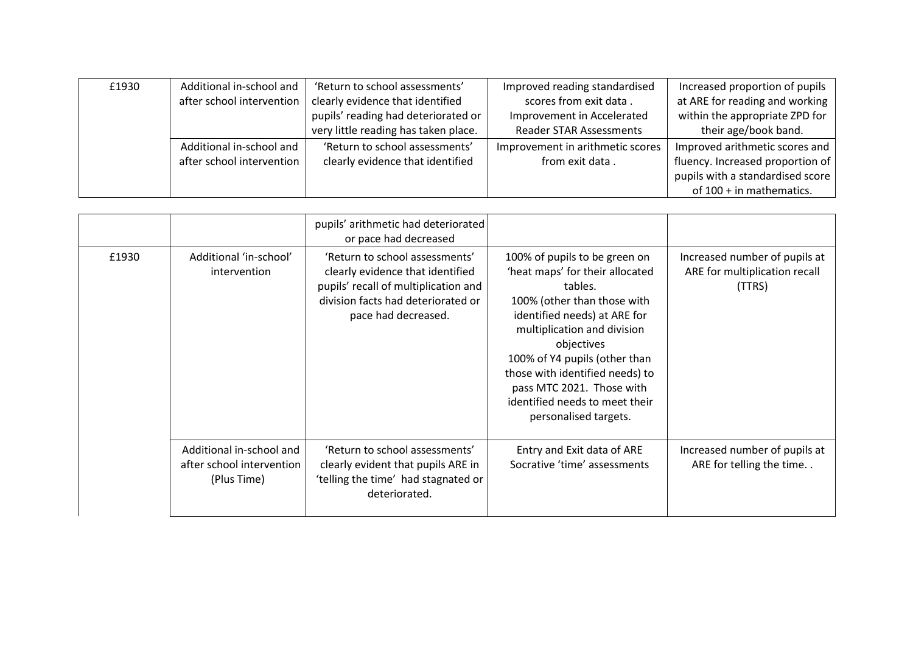| | | | | |
|---|---|---|---|---|
| £1930 | Additional in-school and after school intervention | 'Return to school assessments' clearly evidence that identified pupils' reading had deteriorated or very little reading has taken place. | Improved reading standardised scores from exit data . Improvement in Accelerated Reader STAR Assessments | Increased proportion of pupils at ARE for reading and working within the appropriate ZPD for their age/book band. |
| | Additional in-school and after school intervention | 'Return to school assessments' clearly evidence that identified pupils' arithmetic had deteriorated or pace had decreased | Improvement in arithmetic scores from exit data . | Improved arithmetic scores and fluency. Increased proportion of pupils with a standardised score of 100 + in mathematics. |
| £1930 | Additional 'in-school' intervention | 'Return to school assessments' clearly evidence that identified pupils' recall of multiplication and division facts had deteriorated or pace had decreased. | 100% of pupils to be green on 'heat maps' for their allocated tables. 100% (other than those with identified needs) at ARE for multiplication and division objectives 100% of Y4 pupils (other than those with identified needs) to pass MTC 2021. Those with identified needs to meet their personalised targets. | Increased number of pupils at ARE for multiplication recall (TTRS) |
| | Additional in-school and after school intervention (Plus Time) | 'Return to school assessments' clearly evident that pupils ARE in 'telling the time' had stagnated or deteriorated. | Entry and Exit data of ARE Socrative 'time' assessments | Increased number of pupils at ARE for telling the time. . |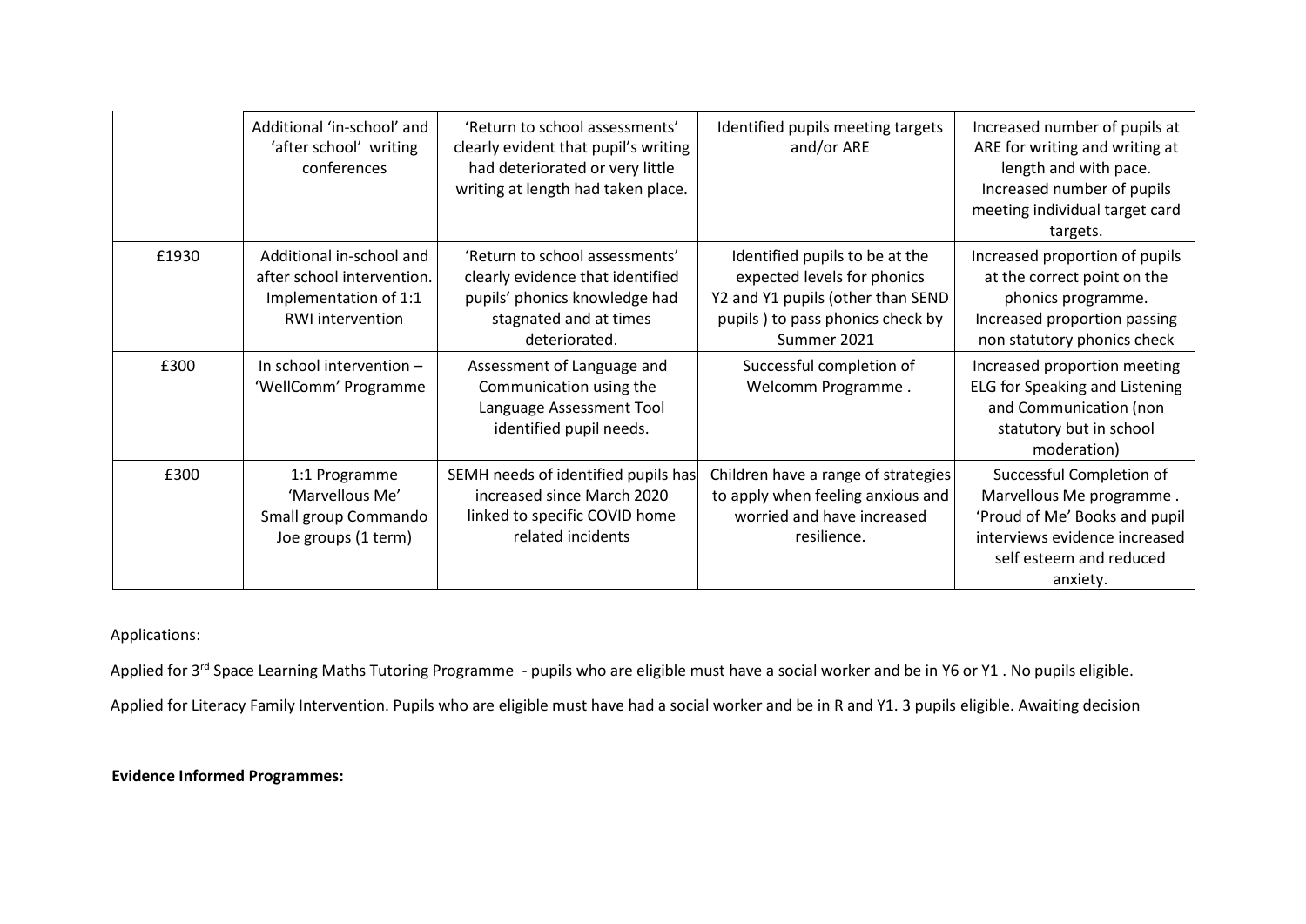| | | | | |
|---|---|---|---|---|
| | Additional 'in-school' and 'after school' writing conferences | 'Return to school assessments' clearly evident that pupil's writing had deteriorated or very little writing at length had taken place. | Identified pupils meeting targets and/or ARE | Increased number of pupils at ARE for writing and writing at length and with pace. Increased number of pupils meeting individual target card targets. |
| £1930 | Additional in-school and after school intervention. Implementation of 1:1 RWI intervention | 'Return to school assessments' clearly evidence that identified pupils' phonics knowledge had stagnated and at times deteriorated. | Identified pupils to be at the expected levels for phonics Y2 and Y1 pupils (other than SEND pupils ) to pass phonics check by Summer 2021 | Increased proportion of pupils at the correct point on the phonics programme. Increased proportion passing non statutory phonics check |
| £300 | In school intervention – 'WellComm' Programme | Assessment of Language and Communication using the Language Assessment Tool identified pupil needs. | Successful completion of Welcomm Programme . | Increased proportion meeting ELG for Speaking and Listening and Communication (non statutory but in school moderation) |
| £300 | 1:1 Programme 'Marvellous Me' Small group Commando Joe groups (1 term) | SEMH needs of identified pupils has increased since March 2020 linked to specific COVID home related incidents | Children have a range of strategies to apply when feeling anxious and worried and have increased resilience. | Successful Completion of Marvellous Me programme . 'Proud of Me' Books and pupil interviews evidence increased self esteem and reduced anxiety. |

Applications:

Applied for 3rd Space Learning Maths Tutoring Programme - pupils who are eligible must have a social worker and be in Y6 or Y1 . No pupils eligible.

Applied for Literacy Family Intervention. Pupils who are eligible must have had a social worker and be in R and Y1. 3 pupils eligible. Awaiting decision

**Evidence Informed Programmes:**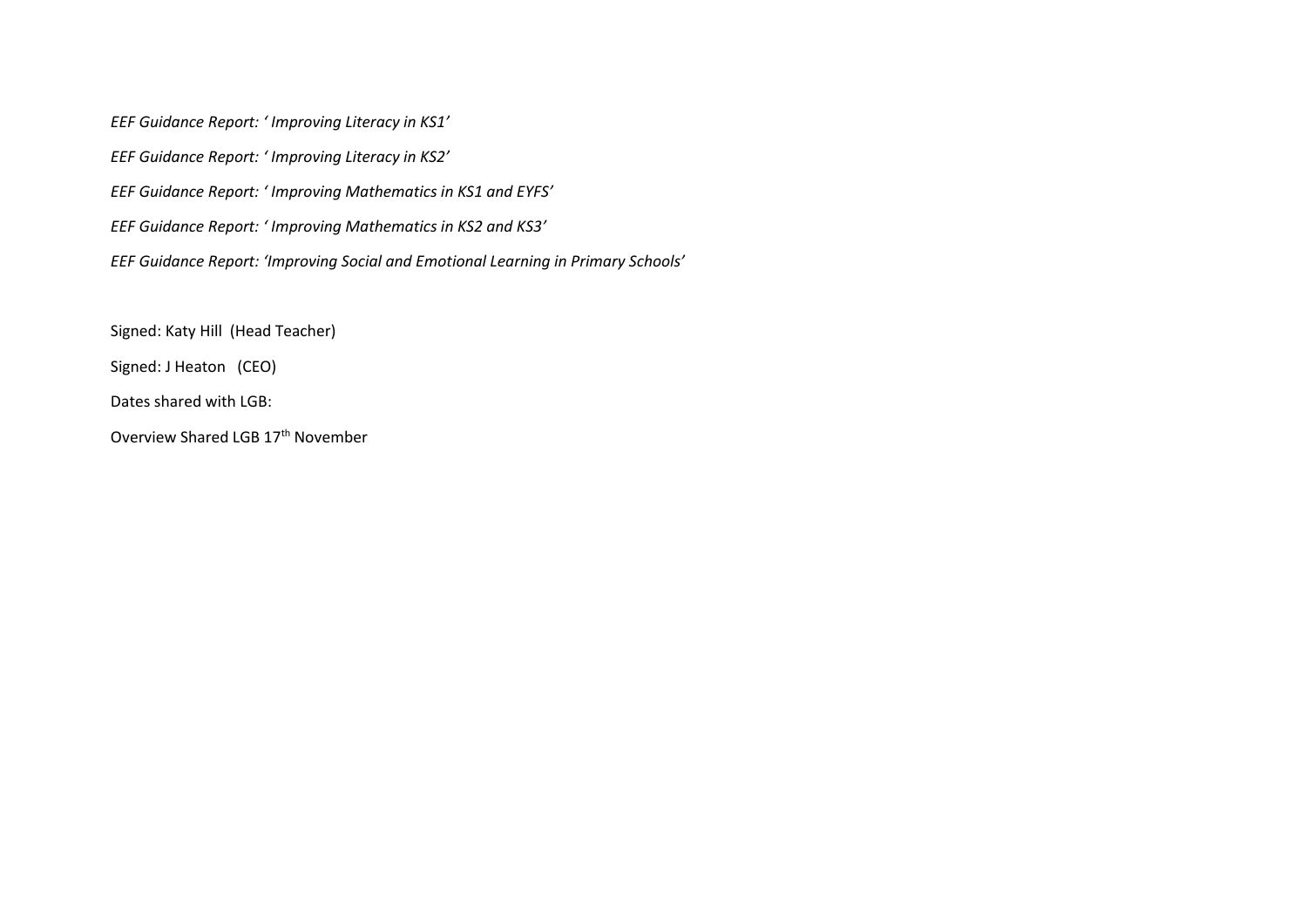*EEF Guidance Report: ' Improving Literacy in KS1'*

*EEF Guidance Report: ' Improving Literacy in KS2'*

*EEF Guidance Report: ' Improving Mathematics in KS1 and EYFS'*

*EEF Guidance Report: ' Improving Mathematics in KS2 and KS3'*

*EEF Guidance Report: 'Improving Social and Emotional Learning in Primary Schools'*

Signed: Katy Hill (Head Teacher)

Signed: J Heaton (CEO)

Dates shared with LGB:

Overview Shared LGB 17th November